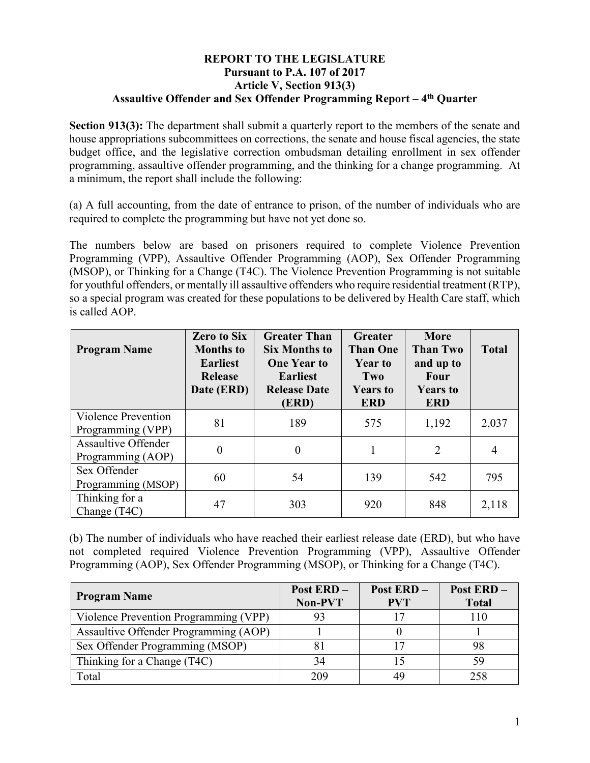# REPORT TO THE LEGISLATURE
## Pursuant to P.A. 107 of 2017
## Article V, Section 913(3)
## Assaultive Offender and Sex Offender Programming Report – 4th Quarter

**Section 913(3):** The department shall submit a quarterly report to the members of the senate and house appropriations subcommittees on corrections, the senate and house fiscal agencies, the state budget office, and the legislative correction ombudsman detailing enrollment in sex offender programming, assaultive offender programming, and the thinking for a change programming. At a minimum, the report shall include the following:

(a) A full accounting, from the date of entrance to prison, of the number of individuals who are required to complete the programming but have not yet done so.

The numbers below are based on prisoners required to complete Violence Prevention Programming (VPP), Assaultive Offender Programming (AOP), Sex Offender Programming (MSOP), or Thinking for a Change (T4C). The Violence Prevention Programming is not suitable for youthful offenders, or mentally ill assaultive offenders who require residential treatment (RTP), so a special program was created for these populations to be delivered by Health Care staff, which is called AOP.

| Program Name | Zero to Six Months to Earliest Release Date (ERD) | Greater Than Six Months to One Year to Earliest Release Date (ERD) | Greater Than One Year to Two Years to ERD | More Than Two and up to Four Years to ERD | Total |
|---|---|---|---|---|---|
| Violence Prevention Programming (VPP) | 81 | 189 | 575 | 1,192 | 2,037 |
| Assaultive Offender Programming (AOP) | 0 | 0 | 1 | 2 | 4 |
| Sex Offender Programming (MSOP) | 60 | 54 | 139 | 542 | 795 |
| Thinking for a Change (T4C) | 47 | 303 | 920 | 848 | 2,118 |

(b) The number of individuals who have reached their earliest release date (ERD), but who have not completed required Violence Prevention Programming (VPP), Assaultive Offender Programming (AOP), Sex Offender Programming (MSOP), or Thinking for a Change (T4C).

| Program Name | Post ERD – Non-PVT | Post ERD – PVT | Post ERD – Total |
|---|---|---|---|
| Violence Prevention Programming (VPP) | 93 | 17 | 110 |
| Assaultive Offender Programming (AOP) | 1 | 0 | 1 |
| Sex Offender Programming (MSOP) | 81 | 17 | 98 |
| Thinking for a Change (T4C) | 34 | 15 | 59 |
| Total | 209 | 49 | 258 |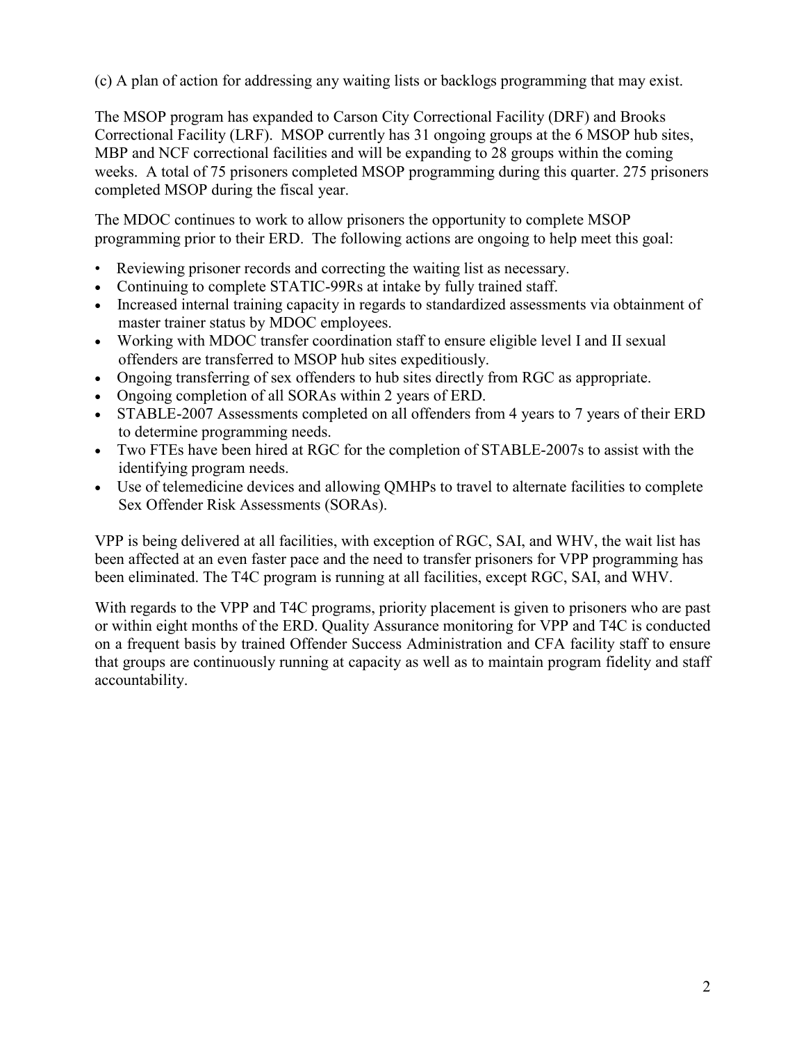(c) A plan of action for addressing any waiting lists or backlogs programming that may exist.

The MSOP program has expanded to Carson City Correctional Facility (DRF) and Brooks Correctional Facility (LRF). MSOP currently has 31 ongoing groups at the 6 MSOP hub sites, MBP and NCF correctional facilities and will be expanding to 28 groups within the coming weeks. A total of 75 prisoners completed MSOP programming during this quarter. 275 prisoners completed MSOP during the fiscal year.

The MDOC continues to work to allow prisoners the opportunity to complete MSOP programming prior to their ERD. The following actions are ongoing to help meet this goal:

- Reviewing prisoner records and correcting the waiting list as necessary.
- Continuing to complete STATIC-99Rs at intake by fully trained staff.
- Increased internal training capacity in regards to standardized assessments via obtainment of master trainer status by MDOC employees.
- Working with MDOC transfer coordination staff to ensure eligible level I and II sexual offenders are transferred to MSOP hub sites expeditiously.
- Ongoing transferring of sex offenders to hub sites directly from RGC as appropriate.
- Ongoing completion of all SORAs within 2 years of ERD.
- STABLE-2007 Assessments completed on all offenders from 4 years to 7 years of their ERD to determine programming needs.
- Two FTEs have been hired at RGC for the completion of STABLE-2007s to assist with the identifying program needs.
- Use of telemedicine devices and allowing QMHPs to travel to alternate facilities to complete Sex Offender Risk Assessments (SORAs).

VPP is being delivered at all facilities, with exception of RGC, SAI, and WHV, the wait list has been affected at an even faster pace and the need to transfer prisoners for VPP programming has been eliminated. The T4C program is running at all facilities, except RGC, SAI, and WHV.

With regards to the VPP and T4C programs, priority placement is given to prisoners who are past or within eight months of the ERD. Quality Assurance monitoring for VPP and T4C is conducted on a frequent basis by trained Offender Success Administration and CFA facility staff to ensure that groups are continuously running at capacity as well as to maintain program fidelity and staff accountability.